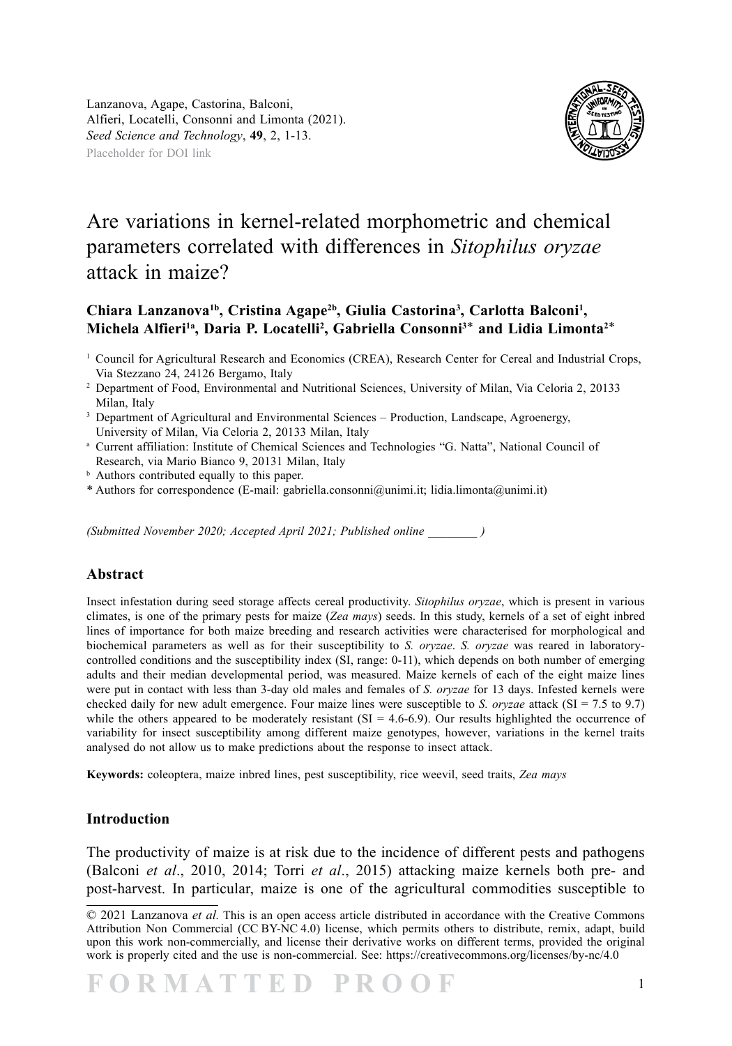Lanzanova, Agape, Castorina, Balconi, Alfieri, Locatelli, Consonni and Limonta (2021). *Seed Science and Technology*, **49**, 2, 1-13.
Placeholder for DOI link

# Are variations in kernel-related morphometric and chemical parameters correlated with differences in *Sitophilus oryzae* attack in maize?

**Chiara Lanzanova[1b], Cristina Agape[2b], Giulia Castorina[3], Carlotta Balconi[1], Michela Alfieri[1a], Daria P. Locatelli[2], Gabriella Consonni[3]* and Lidia Limonta[2]***

[1] Council for Agricultural Research and Economics (CREA), Research Center for Cereal and Industrial Crops, Via Stezzano 24, 24126 Bergamo, Italy
[2] Department of Food, Environmental and Nutritional Sciences, University of Milan, Via Celoria 2, 20133 Milan, Italy
[3] Department of Agricultural and Environmental Sciences – Production, Landscape, Agroenergy, University of Milan, Via Celoria 2, 20133 Milan, Italy
[a] Current affiliation: Institute of Chemical Sciences and Technologies "G. Natta", National Council of Research, via Mario Bianco 9, 20131 Milan, Italy
[b] Authors contributed equally to this paper.
* Authors for correspondence (E-mail: gabriella.consonni@unimi.it; lidia.limonta@unimi.it)

*(Submitted November 2020; Accepted April 2021; Published online ________ )*

## Abstract

Insect infestation during seed storage affects cereal productivity. *Sitophilus oryzae*, which is present in various climates, is one of the primary pests for maize (*Zea mays*) seeds. In this study, kernels of a set of eight inbred lines of importance for both maize breeding and research activities were characterised for morphological and biochemical parameters as well as for their susceptibility to *S. oryzae*. *S. oryzae* was reared in laboratory-controlled conditions and the susceptibility index (SI, range: 0-11), which depends on both number of emerging adults and their median developmental period, was measured. Maize kernels of each of the eight maize lines were put in contact with less than 3-day old males and females of *S. oryzae* for 13 days. Infested kernels were checked daily for new adult emergence. Four maize lines were susceptible to *S. oryzae* attack (SI = 7.5 to 9.7) while the others appeared to be moderately resistant (SI = 4.6-6.9). Our results highlighted the occurrence of variability for insect susceptibility among different maize genotypes, however, variations in the kernel traits analysed do not allow us to make predictions about the response to insect attack.

**Keywords:** coleoptera, maize inbred lines, pest susceptibility, rice weevil, seed traits, *Zea mays*

## Introduction

The productivity of maize is at risk due to the incidence of different pests and pathogens (Balconi *et al*., 2010, 2014; Torri *et al*., 2015) attacking maize kernels both pre- and post-harvest. In particular, maize is one of the agricultural commodities susceptible to

© 2021 Lanzanova *et al.* This is an open access article distributed in accordance with the Creative Commons Attribution Non Commercial (CC BY-NC 4.0) license, which permits others to distribute, remix, adapt, build upon this work non-commercially, and license their derivative works on different terms, provided the original work is properly cited and the use is non-commercial. See: https://creativecommons.org/licenses/by-nc/4.0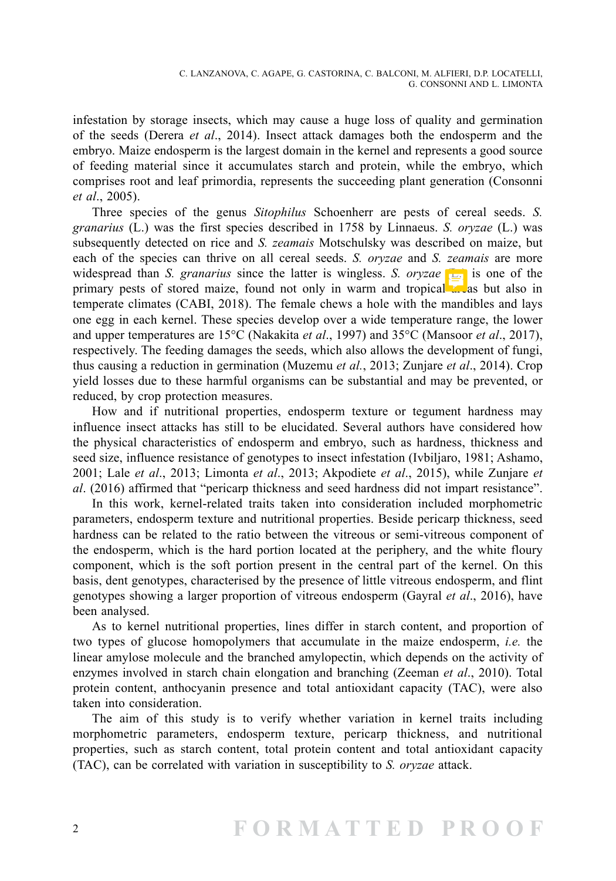infestation by storage insects, which may cause a huge loss of quality and germination of the seeds (Derera *et al*., 2014). Insect attack damages both the endosperm and the embryo. Maize endosperm is the largest domain in the kernel and represents a good source of feeding material since it accumulates starch and protein, while the embryo, which comprises root and leaf primordia, represents the succeeding plant generation (Consonni *et al*., 2005).

Three species of the genus *Sitophilus* Schoenherr are pests of cereal seeds. *S. granarius* (L.) was the first species described in 1758 by Linnaeus. *S. oryzae* (L.) was subsequently detected on rice and *S. zeamais* Motschulsky was described on maize, but each of the species can thrive on all cereal seeds. *S. oryzae* and *S. zeamais* are more widespread than *S. granarius* since the latter is wingless. *S. oryzae* (L.) is one of the primary pests of stored maize, found not only in warm and tropical areas but also in temperate climates (CABI, 2018). The female chews a hole with the mandibles and lays one egg in each kernel. These species develop over a wide temperature range, the lower and upper temperatures are 15°C (Nakakita *et al*., 1997) and 35°C (Mansoor *et al*., 2017), respectively. The feeding damages the seeds, which also allows the development of fungi, thus causing a reduction in germination (Muzemu *et al.*, 2013; Zunjare *et al*., 2014). Crop yield losses due to these harmful organisms can be substantial and may be prevented, or reduced, by crop protection measures.

How and if nutritional properties, endosperm texture or tegument hardness may influence insect attacks has still to be elucidated. Several authors have considered how the physical characteristics of endosperm and embryo, such as hardness, thickness and seed size, influence resistance of genotypes to insect infestation (Ivbiljaro, 1981; Ashamo, 2001; Lale *et al*., 2013; Limonta *et al*., 2013; Akpodiete *et al*., 2015), while Zunjare *et al*. (2016) affirmed that "pericarp thickness and seed hardness did not impart resistance".

In this work, kernel-related traits taken into consideration included morphometric parameters, endosperm texture and nutritional properties. Beside pericarp thickness, seed hardness can be related to the ratio between the vitreous or semi-vitreous component of the endosperm, which is the hard portion located at the periphery, and the white floury component, which is the soft portion present in the central part of the kernel. On this basis, dent genotypes, characterised by the presence of little vitreous endosperm, and flint genotypes showing a larger proportion of vitreous endosperm (Gayral *et al*., 2016), have been analysed.

As to kernel nutritional properties, lines differ in starch content, and proportion of two types of glucose homopolymers that accumulate in the maize endosperm, *i.e.* the linear amylose molecule and the branched amylopectin, which depends on the activity of enzymes involved in starch chain elongation and branching (Zeeman *et al*., 2010). Total protein content, anthocyanin presence and total antioxidant capacity (TAC), were also taken into consideration.

The aim of this study is to verify whether variation in kernel traits including morphometric parameters, endosperm texture, pericarp thickness, and nutritional properties, such as starch content, total protein content and total antioxidant capacity (TAC), can be correlated with variation in susceptibility to *S. oryzae* attack.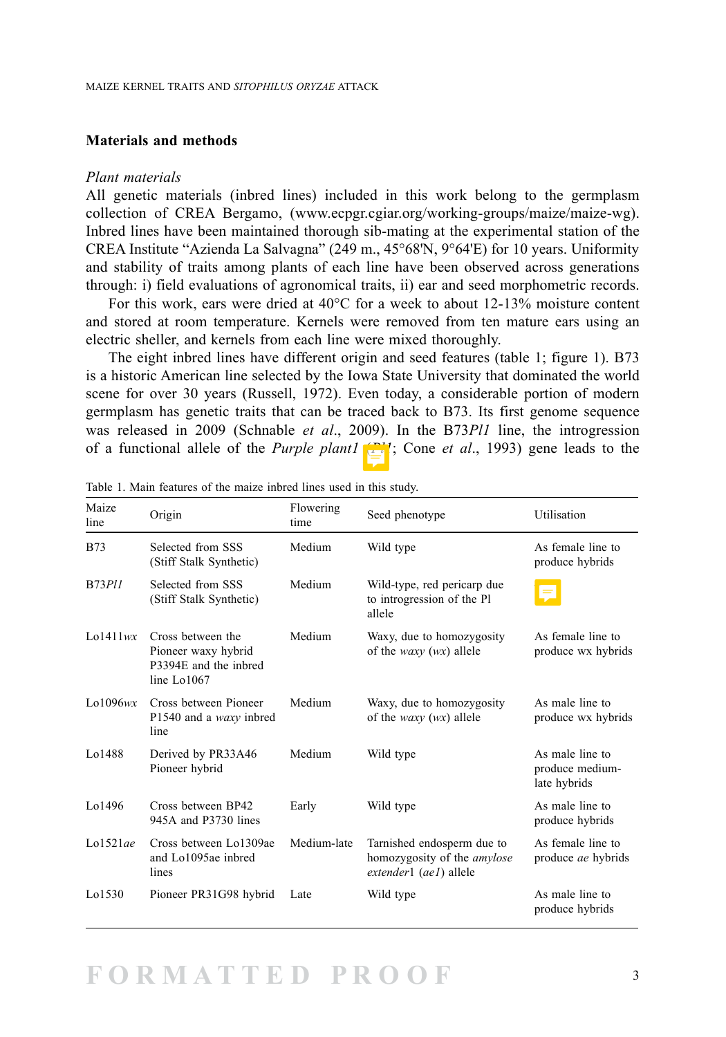## Materials and methods

### *Plant materials*

All genetic materials (inbred lines) included in this work belong to the germplasm collection of CREA Bergamo, (www.ecpgr.cgiar.org/working-groups/maize/maize-wg). Inbred lines have been maintained thorough sib-mating at the experimental station of the CREA Institute "Azienda La Salvagna" (249 m., 45°68'N, 9°64'E) for 10 years. Uniformity and stability of traits among plants of each line have been observed across generations through: i) field evaluations of agronomical traits, ii) ear and seed morphometric records.

For this work, ears were dried at 40°C for a week to about 12-13% moisture content and stored at room temperature. Kernels were removed from ten mature ears using an electric sheller, and kernels from each line were mixed thoroughly.

The eight inbred lines have different origin and seed features (table 1; figure 1). B73 is a historic American line selected by the Iowa State University that dominated the world scene for over 30 years (Russell, 1972). Even today, a considerable portion of modern germplasm has genetic traits that can be traced back to B73. Its first genome sequence was released in 2009 (Schnable *et al*., 2009). In the B73*Pl1* line, the introgression of a functional allele of the *Purple plant1* (Pl1; Cone *et al*., 1993) gene leads to the

Table 1. Main features of the maize inbred lines used in this study.

| Maize line | Origin | Flowering time | Seed phenotype | Utilisation |
|---|---|---|---|---|
| B73 | Selected from SSS (Stiff Stalk Synthetic) | Medium | Wild type | As female line to produce hybrids |
| B73*Pl1* | Selected from SSS (Stiff Stalk Synthetic) | Medium | Wild-type, red pericarp due to introgression of the Pl allele | |
| Lo1411*wx* | Cross between the Pioneer waxy hybrid P3394E and the inbred line Lo1067 | Medium | Waxy, due to homozygosity of the *waxy* (*wx*) allele | As female line to produce wx hybrids |
| Lo1096*wx* | Cross between Pioneer P1540 and a *waxy* inbred line | Medium | Waxy, due to homozygosity of the *waxy* (*wx*) allele | As male line to produce wx hybrids |
| Lo1488 | Derived by PR33A46 Pioneer hybrid | Medium | Wild type | As male line to produce medium-late hybrids |
| Lo1496 | Cross between BP42 945A and P3730 lines | Early | Wild type | As male line to produce hybrids |
| Lo1521*ae* | Cross between Lo1309ae and Lo1095ae inbred lines | Medium-late | Tarnished endosperm due to homozygosity of the *amylose extender*1 (*ae1*) allele | As female line to produce *ae* hybrids |
| Lo1530 | Pioneer PR31G98 hybrid | Late | Wild type | As male line to produce hybrids |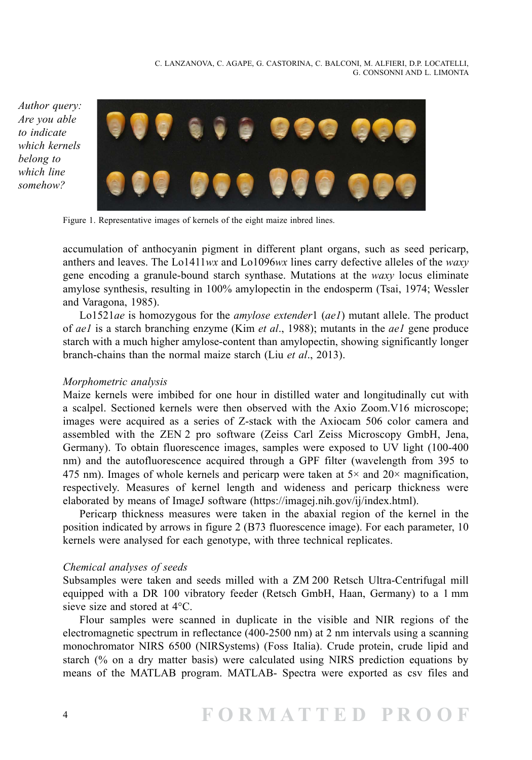Author query: Are you able to indicate which kernels belong to which line somehow?

Figure 1. Representative images of kernels of the eight maize inbred lines.

accumulation of anthocyanin pigment in different plant organs, such as seed pericarp, anthers and leaves. The Lo1411*wx* and Lo1096*wx* lines carry defective alleles of the *waxy* gene encoding a granule-bound starch synthase. Mutations at the *waxy* locus eliminate amylose synthesis, resulting in 100% amylopectin in the endosperm (Tsai, 1974; Wessler and Varagona, 1985).

Lo1521*ae* is homozygous for the *amylose extender*1 (*ae1*) mutant allele. The product of *ae1* is a starch branching enzyme (Kim *et al*., 1988); mutants in the *ae1* gene produce starch with a much higher amylose-content than amylopectin, showing significantly longer branch-chains than the normal maize starch (Liu *et al*., 2013).

*Morphometric analysis*

Maize kernels were imbibed for one hour in distilled water and longitudinally cut with a scalpel. Sectioned kernels were then observed with the Axio Zoom.V16 microscope; images were acquired as a series of Z-stack with the Axiocam 506 color camera and assembled with the ZEN 2 pro software (Zeiss Carl Zeiss Microscopy GmbH, Jena, Germany). To obtain fluorescence images, samples were exposed to UV light (100-400 nm) and the autofluorescence acquired through a GPF filter (wavelength from 395 to 475 nm). Images of whole kernels and pericarp were taken at 5× and 20× magnification, respectively. Measures of kernel length and wideness and pericarp thickness were elaborated by means of ImageJ software (https://imagej.nih.gov/ij/index.html).

Pericarp thickness measures were taken in the abaxial region of the kernel in the position indicated by arrows in figure 2 (B73 fluorescence image). For each parameter, 10 kernels were analysed for each genotype, with three technical replicates.

*Chemical analyses of seeds*

Subsamples were taken and seeds milled with a ZM 200 Retsch Ultra-Centrifugal mill equipped with a DR 100 vibratory feeder (Retsch GmbH, Haan, Germany) to a 1 mm sieve size and stored at 4°C.

Flour samples were scanned in duplicate in the visible and NIR regions of the electromagnetic spectrum in reflectance (400-2500 nm) at 2 nm intervals using a scanning monochromator NIRS 6500 (NIRSystems) (Foss Italia). Crude protein, crude lipid and starch (% on a dry matter basis) were calculated using NIRS prediction equations by means of the MATLAB program. MATLAB- Spectra were exported as csv files and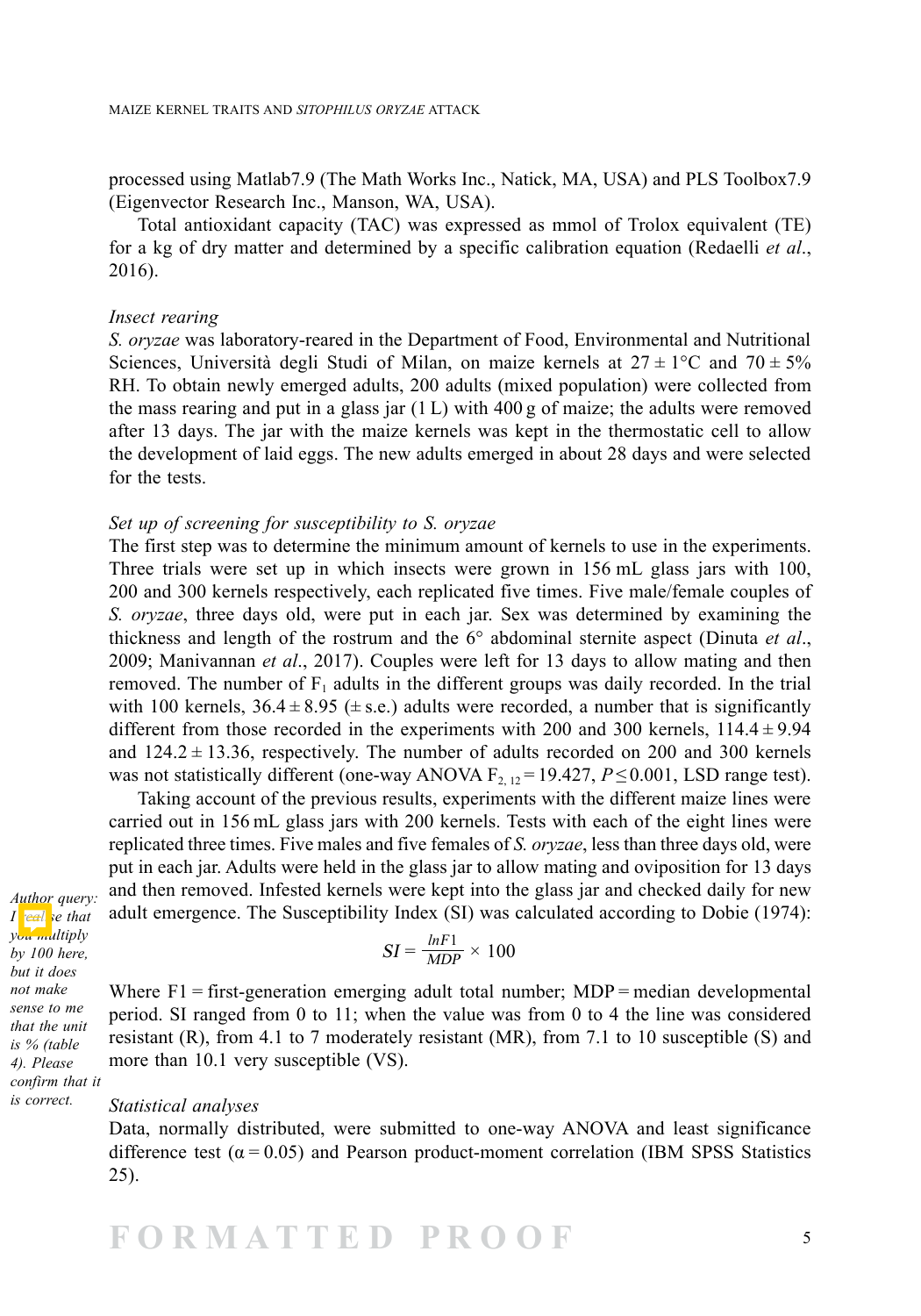processed using Matlab7.9 (The Math Works Inc., Natick, MA, USA) and PLS Toolbox7.9 (Eigenvector Research Inc., Manson, WA, USA).

Total antioxidant capacity (TAC) was expressed as mmol of Trolox equivalent (TE) for a kg of dry matter and determined by a specific calibration equation (Redaelli *et al.*, 2016).

### *Insect rearing*

*S. oryzae* was laboratory-reared in the Department of Food, Environmental and Nutritional Sciences, Università degli Studi of Milan, on maize kernels at 27 ± 1°C and 70 ± 5% RH. To obtain newly emerged adults, 200 adults (mixed population) were collected from the mass rearing and put in a glass jar (1 L) with 400 g of maize; the adults were removed after 13 days. The jar with the maize kernels was kept in the thermostatic cell to allow the development of laid eggs. The new adults emerged in about 28 days and were selected for the tests.

### *Set up of screening for susceptibility to S. oryzae*

The first step was to determine the minimum amount of kernels to use in the experiments. Three trials were set up in which insects were grown in 156 mL glass jars with 100, 200 and 300 kernels respectively, each replicated five times. Five male/female couples of *S. oryzae*, three days old, were put in each jar. Sex was determined by examining the thickness and length of the rostrum and the 6° abdominal sternite aspect (Dinuta *et al.*, 2009; Manivannan *et al.*, 2017). Couples were left for 13 days to allow mating and then removed. The number of $F_1$ adults in the different groups was daily recorded. In the trial with 100 kernels, 36.4 ± 8.95 (± s.e.) adults were recorded, a number that is significantly different from those recorded in the experiments with 200 and 300 kernels, 114.4 ± 9.94 and 124.2 ± 13.36, respectively. The number of adults recorded on 200 and 300 kernels was not statistically different (one-way ANOVA $F_{2,12} = 19.427$, $P \leq 0.001$, LSD range test).

Taking account of the previous results, experiments with the different maize lines were carried out in 156 mL glass jars with 200 kernels. Tests with each of the eight lines were replicated three times. Five males and five females of *S. oryzae*, less than three days old, were put in each jar. Adults were held in the glass jar to allow mating and oviposition for 13 days and then removed. Infested kernels were kept into the glass jar and checked daily for new adult emergence. The Susceptibility Index (SI) was calculated according to Dobie (1974):

*Author query: I realise that you multiply by 100 here, but it does not make sense to me that the unit is % (table 4). Please confirm that it is correct.*

$$SI = \frac{lnF1}{MDP} \times 100$$

Where F1 = first-generation emerging adult total number; MDP = median developmental period. SI ranged from 0 to 11; when the value was from 0 to 4 the line was considered resistant (R), from 4.1 to 7 moderately resistant (MR), from 7.1 to 10 susceptible (S) and more than 10.1 very susceptible (VS).

### *Statistical analyses*

Data, normally distributed, were submitted to one-way ANOVA and least significance difference test ($\alpha = 0.05$) and Pearson product-moment correlation (IBM SPSS Statistics 25).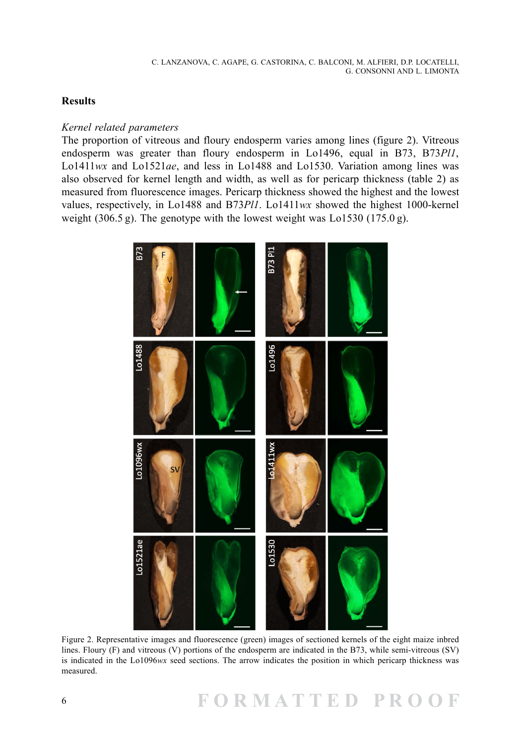## Results

### *Kernel related parameters*

The proportion of vitreous and floury endosperm varies among lines (figure 2). Vitreous endosperm was greater than floury endosperm in Lo1496, equal in B73, B73*Pl1*, Lo1411*wx* and Lo1521*ae*, and less in Lo1488 and Lo1530. Variation among lines was also observed for kernel length and width, as well as for pericarp thickness (table 2) as measured from fluorescence images. Pericarp thickness showed the highest and the lowest values, respectively, in Lo1488 and B73*Pl1*. Lo1411*wx* showed the highest 1000-kernel weight (306.5 g). The genotype with the lowest weight was Lo1530 (175.0 g).

Figure 2. Representative images and fluorescence (green) images of sectioned kernels of the eight maize inbred lines. Floury (F) and vitreous (V) portions of the endosperm are indicated in the B73, while semi-vitreous (SV) is indicated in the Lo1096*wx* seed sections. The arrow indicates the position in which pericarp thickness was measured.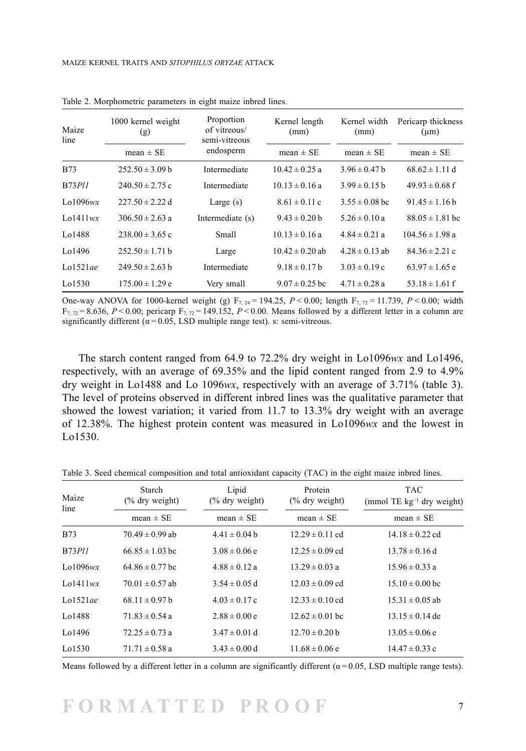Table 2. Morphometric parameters in eight maize inbred lines.

| Maize line | 1000 kernel weight (g) | Proportion of vitreous/ semi-vitreous endosperm | Kernel length (mm) | Kernel width (mm) | Pericarp thickness (μm) |
|---|---|---|---|---|---|
| | mean ± SE | | mean ± SE | mean ± SE | mean ± SE |
| B73 | 252.50 ± 3.09 b | Intermediate | 10.42 ± 0.25 a | 3.96 ± 0.47 b | 68.62 ± 1.11 d |
| B73*Pl1* | 240.50 ± 2.75 c | Intermediate | 10.13 ± 0.16 a | 3.99 ± 0.15 b | 49.93 ± 0.68 f |
| Lo1096*wx* | 227.50 ± 2.22 d | Large (s) | 8.61 ± 0.11 c | 3.55 ± 0.08 bc | 91.45 ± 1.16 b |
| Lo1411*wx* | 306.50 ± 2.63 a | Intermediate (s) | 9.43 ± 0.20 b | 5.26 ± 0.10 a | 88.05 ± 1.81 bc |
| Lo1488 | 238.00 ± 3.65 c | Small | 10.13 ± 0.16 a | 4.84 ± 0.21 a | 104.56 ± 1.98 a |
| Lo1496 | 252.50 ± 1.71 b | Large | 10.42 ± 0.20 ab | 4.28 ± 0.13 ab | 84.36 ± 2.21 c |
| Lo1521*ae* | 249.50 ± 2.63 b | Intermediate | 9.18 ± 0.17 b | 3.03 ± 0.19 c | 63.97 ± 1.65 e |
| Lo1530 | 175.00 ± 1.29 e | Very small | 9.07 ± 0.25 bc | 4.71 ± 0.28 a | 53.18 ± 1.61 f |

One-way ANOVA for 1000-kernel weight (g) $F_{7, 24} = 194.25$, $P < 0.00$; length $F_{7, 72} = 11.739$, $P < 0.00$; width $F_{7, 72} = 8.636$, $P < 0.00$; pericarp $F_{7, 72} = 149.152$, $P < 0.00$. Means followed by a different letter in a column are significantly different ($\alpha = 0.05$, LSD multiple range test). s: semi-vitreous.

The starch content ranged from 64.9 to 72.2% dry weight in Lo1096*wx* and Lo1496, respectively, with an average of 69.35% and the lipid content ranged from 2.9 to 4.9% dry weight in Lo1488 and Lo 1096*wx*, respectively with an average of 3.71% (table 3). The level of proteins observed in different inbred lines was the qualitative parameter that showed the lowest variation; it varied from 11.7 to 13.3% dry weight with an average of 12.38%. The highest protein content was measured in Lo1096*wx* and the lowest in Lo1530.

Table 3. Seed chemical composition and total antioxidant capacity (TAC) in the eight maize inbred lines.

| Maize line | Starch (% dry weight) | Lipid (% dry weight) | Protein (% dry weight) | TAC (mmol TE $kg^{-1}$ dry weight) |
|---|---|---|---|---|
| | mean ± SE | mean ± SE | mean ± SE | mean ± SE |
| B73 | 70.49 ± 0.99 ab | 4.41 ± 0.04 b | 12.29 ± 0.11 cd | 14.18 ± 0.22 cd |
| B73*Pl1* | 66.85 ± 1.03 bc | 3.08 ± 0.06 e | 12.25 ± 0.09 cd | 13.78 ± 0.16 d |
| Lo1096*wx* | 64.86 ± 0.77 bc | 4.88 ± 0.12 a | 13.29 ± 0.03 a | 15.96 ± 0.33 a |
| Lo1411*wx* | 70.01 ± 0.57 ab | 3.54 ± 0.05 d | 12.03 ± 0.09 cd | 15.10 ± 0.00 bc |
| Lo1521*ae* | 68.11 ± 0.97 b | 4.03 ± 0.17 c | 12.33 ± 0.10 cd | 15.31 ± 0.05 ab |
| Lo1488 | 71.83 ± 0.54 a | 2.88 ± 0.00 e | 12.62 ± 0.01 bc | 13.15 ± 0.14 de |
| Lo1496 | 72.25 ± 0.73 a | 3.47 ± 0.01 d | 12.70 ± 0.20 b | 13.05 ± 0.06 e |
| Lo1530 | 71.71 ± 0.58 a | 3.43 ± 0.00 d | 11.68 ± 0.06 e | 14.47 ± 0.33 c |

Means followed by a different letter in a column are significantly different ($\alpha = 0.05$, LSD multiple range tests).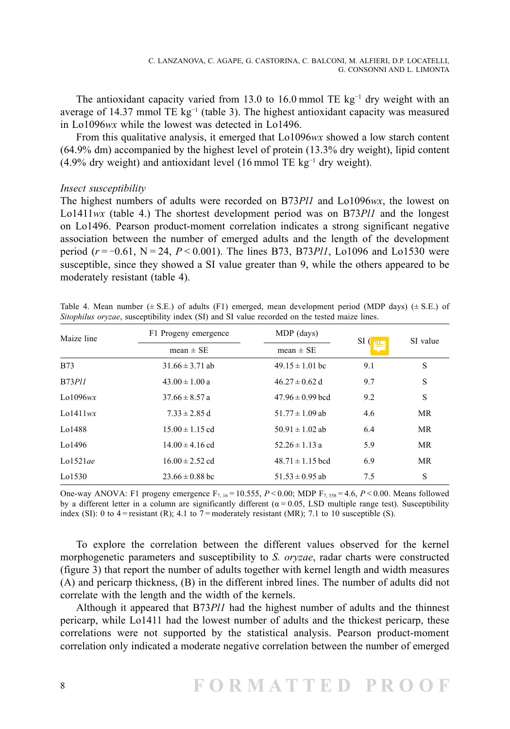The antioxidant capacity varied from 13.0 to 16.0 mmol TE $kg^{-1}$ dry weight with an average of 14.37 mmol TE $kg^{-1}$ (table 3). The highest antioxidant capacity was measured in Lo1096*wx* while the lowest was detected in Lo1496.

From this qualitative analysis, it emerged that Lo1096*wx* showed a low starch content (64.9% dm) accompanied by the highest level of protein (13.3% dry weight), lipid content (4.9% dry weight) and antioxidant level (16 mmol TE $kg^{-1}$ dry weight).

*Insect susceptibility*

The highest numbers of adults were recorded on B73*Pl1* and Lo1096*wx*, the lowest on Lo1411*wx* (table 4.) The shortest development period was on B73*Pl1* and the longest on Lo1496. Pearson product-moment correlation indicates a strong significant negative association between the number of emerged adults and the length of the development period ($r = -0.61$, $N = 24$, $P < 0.001$). The lines B73, B73*Pl1*, Lo1096 and Lo1530 were susceptible, since they showed a SI value greater than 9, while the others appeared to be moderately resistant (table 4).

Table 4. Mean number (± S.E.) of adults (F1) emerged, mean development period (MDP days) (± S.E.) of *Sitophilus oryzae*, susceptibility index (SI) and SI value recorded on the tested maize lines.

| Maize line | F1 Progeny emergence | MDP (days) | SI (0) | SI value |
|---|---|---|---|---|
| | mean ± SE | mean ± SE | | |
| B73 | 31.66 ± 3.71 ab | 49.15 ± 1.01 bc | 9.1 | S |
| B73*Pl1* | 43.00 ± 1.00 a | 46.27 ± 0.62 d | 9.7 | S |
| Lo1096*wx* | 37.66 ± 8.57 a | 47.96 ± 0.99 bcd | 9.2 | S |
| Lo1411*wx* | 7.33 ± 2.85 d | 51.77 ± 1.09 ab | 4.6 | MR |
| Lo1488 | 15.00 ± 1.15 cd | 50.91 ± 1.02 ab | 6.4 | MR |
| Lo1496 | 14.00 ± 4.16 cd | 52.26 ± 1.13 a | 5.9 | MR |
| Lo1521*ae* | 16.00 ± 2.52 cd | 48.71 ± 1.15 bcd | 6.9 | MR |
| Lo1530 | 23.66 ± 0.88 bc | 51.53 ± 0.95 ab | 7.5 | S |

One-way ANOVA: F1 progeny emergence $F_{7,16} = 10.555$, $P < 0.00$; MDP $F_{7,558} = 4.6$, $P < 0.00$. Means followed by a different letter in a column are significantly different ($\alpha = 0.05$, LSD multiple range test). Susceptibility index (SI): 0 to 4 = resistant (R); 4.1 to 7 = moderately resistant (MR); 7.1 to 10 susceptible (S).

To explore the correlation between the different values observed for the kernel morphogenetic parameters and susceptibility to *S. oryzae*, radar charts were constructed (figure 3) that report the number of adults together with kernel length and width measures (A) and pericarp thickness, (B) in the different inbred lines. The number of adults did not correlate with the length and the width of the kernels.

Although it appeared that B73*Pl1* had the highest number of adults and the thinnest pericarp, while Lo1411 had the lowest number of adults and the thickest pericarp, these correlations were not supported by the statistical analysis. Pearson product-moment correlation only indicated a moderate negative correlation between the number of emerged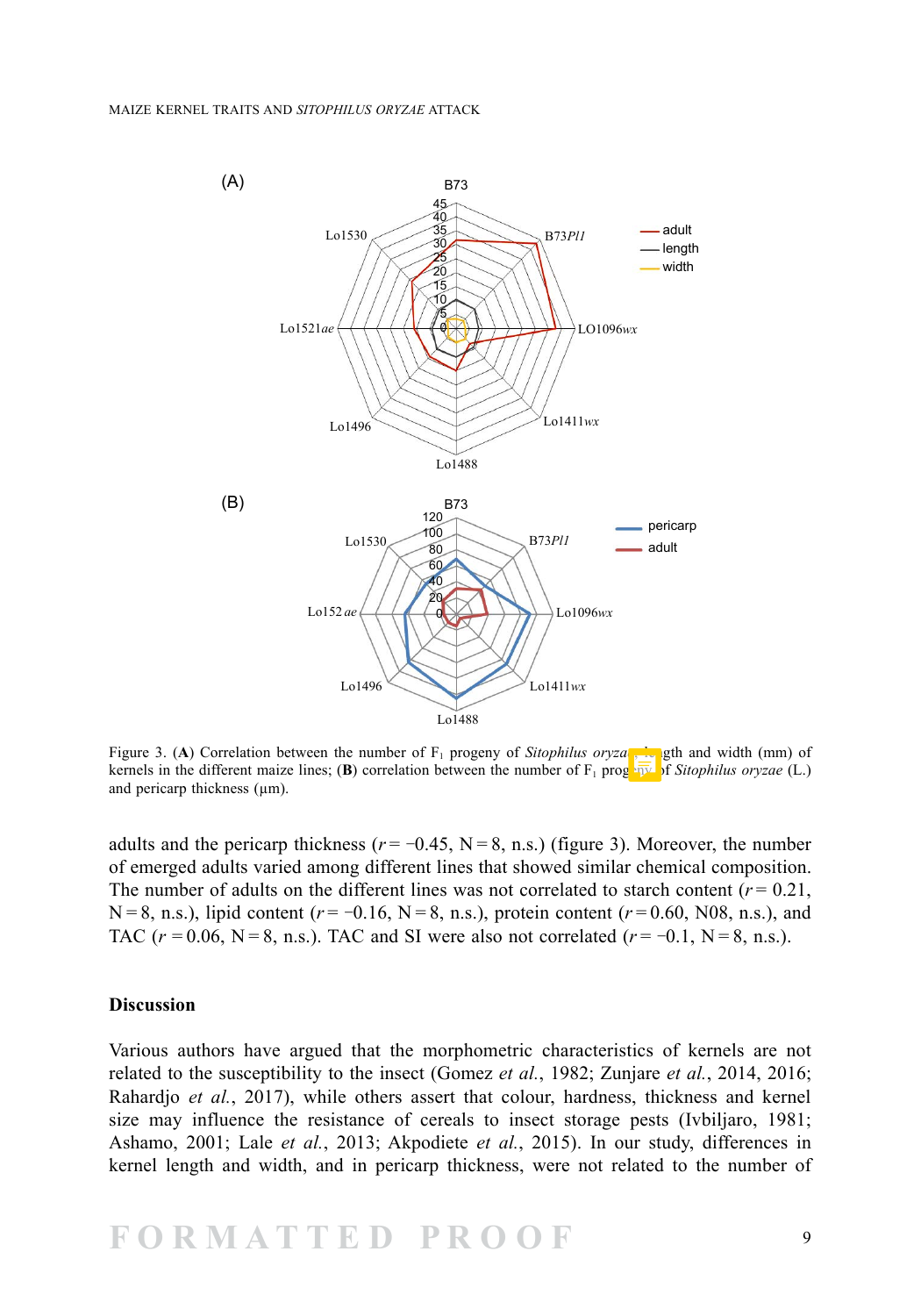Figure 3. (**A**) Correlation between the number of $F_1$ progeny of *Sitophilus oryzae* ... length and width (mm) of kernels in the different maize lines; (**B**) correlation between the number of $F_1$ progeny of *Sitophilus oryzae* (L.) and pericarp thickness (μm).

adults and the pericarp thickness ($r = -0.45$, N = 8, n.s.) (figure 3). Moreover, the number of emerged adults varied among different lines that showed similar chemical composition. The number of adults on the different lines was not correlated to starch content ($r = 0.21$, N = 8, n.s.), lipid content ($r = -0.16$, N = 8, n.s.), protein content ($r = 0.60$, N08, n.s.), and TAC ($r = 0.06$, N = 8, n.s.). TAC and SI were also not correlated ($r = -0.1$, N = 8, n.s.).

## Discussion

Various authors have argued that the morphometric characteristics of kernels are not related to the susceptibility to the insect (Gomez *et al.*, 1982; Zunjare *et al.*, 2014, 2016; Rahardjo *et al.*, 2017), while others assert that colour, hardness, thickness and kernel size may influence the resistance of cereals to insect storage pests (Ivbiljaro, 1981; Ashamo, 2001; Lale *et al.*, 2013; Akpodiete *et al.*, 2015). In our study, differences in kernel length and width, and in pericarp thickness, were not related to the number of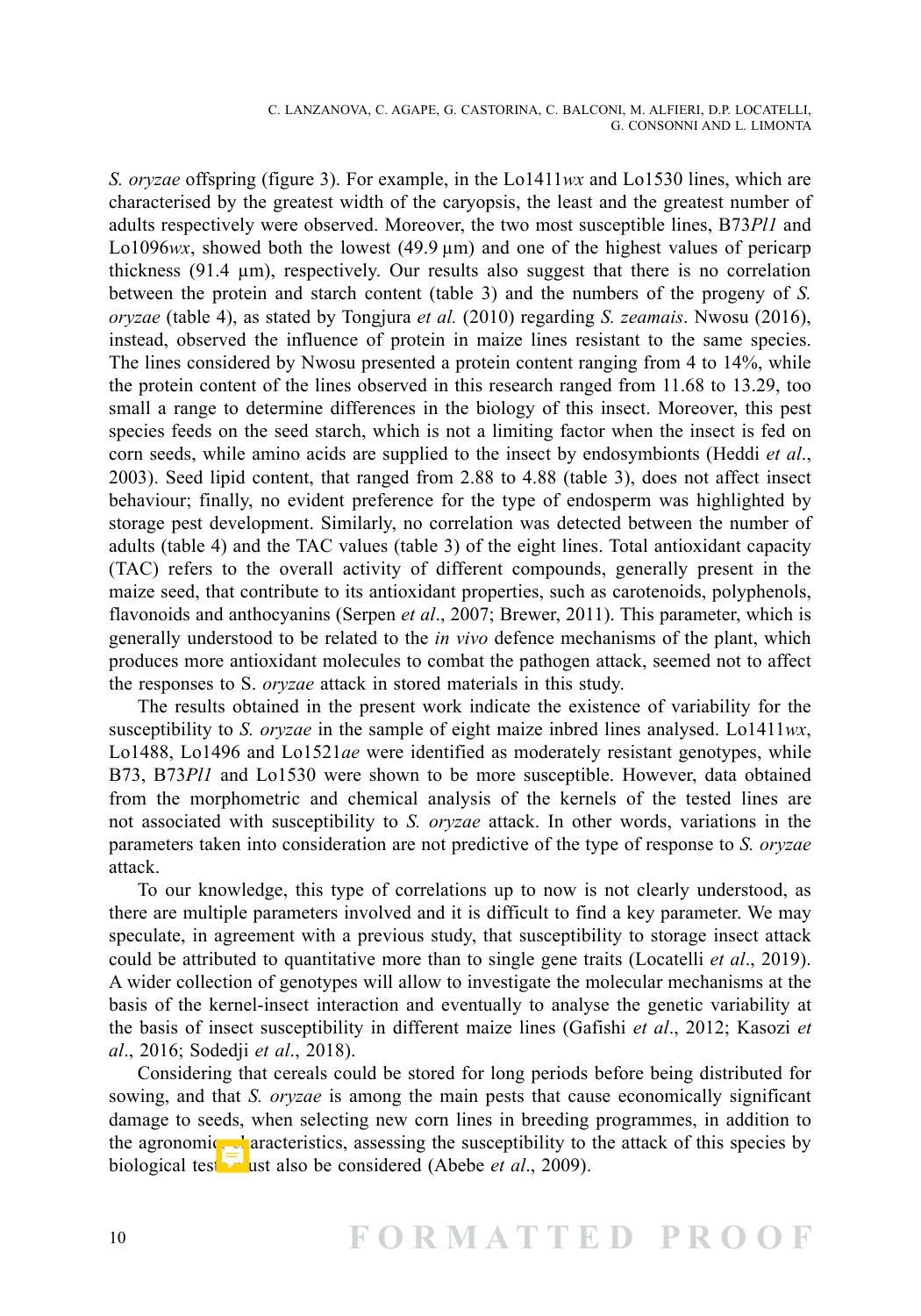*S. oryzae* offspring (figure 3). For example, in the Lo1411*wx* and Lo1530 lines, which are characterised by the greatest width of the caryopsis, the least and the greatest number of adults respectively were observed. Moreover, the two most susceptible lines, B73*Pl1* and Lo1096*wx*, showed both the lowest (49.9 µm) and one of the highest values of pericarp thickness (91.4 µm), respectively. Our results also suggest that there is no correlation between the protein and starch content (table 3) and the numbers of the progeny of *S. oryzae* (table 4), as stated by Tongjura *et al.* (2010) regarding *S. zeamais*. Nwosu (2016), instead, observed the influence of protein in maize lines resistant to the same species. The lines considered by Nwosu presented a protein content ranging from 4 to 14%, while the protein content of the lines observed in this research ranged from 11.68 to 13.29, too small a range to determine differences in the biology of this insect. Moreover, this pest species feeds on the seed starch, which is not a limiting factor when the insect is fed on corn seeds, while amino acids are supplied to the insect by endosymbionts (Heddi *et al*., 2003). Seed lipid content, that ranged from 2.88 to 4.88 (table 3), does not affect insect behaviour; finally, no evident preference for the type of endosperm was highlighted by storage pest development. Similarly, no correlation was detected between the number of adults (table 4) and the TAC values (table 3) of the eight lines. Total antioxidant capacity (TAC) refers to the overall activity of different compounds, generally present in the maize seed, that contribute to its antioxidant properties, such as carotenoids, polyphenols, flavonoids and anthocyanins (Serpen *et al*., 2007; Brewer, 2011). This parameter, which is generally understood to be related to the *in vivo* defence mechanisms of the plant, which produces more antioxidant molecules to combat the pathogen attack, seemed not to affect the responses to S. *oryzae* attack in stored materials in this study.

The results obtained in the present work indicate the existence of variability for the susceptibility to *S. oryzae* in the sample of eight maize inbred lines analysed. Lo1411*wx*, Lo1488, Lo1496 and Lo1521*ae* were identified as moderately resistant genotypes, while B73, B73*Pl1* and Lo1530 were shown to be more susceptible. However, data obtained from the morphometric and chemical analysis of the kernels of the tested lines are not associated with susceptibility to *S. oryzae* attack. In other words, variations in the parameters taken into consideration are not predictive of the type of response to *S. oryzae* attack.

To our knowledge, this type of correlations up to now is not clearly understood, as there are multiple parameters involved and it is difficult to find a key parameter. We may speculate, in agreement with a previous study, that susceptibility to storage insect attack could be attributed to quantitative more than to single gene traits (Locatelli *et al*., 2019). A wider collection of genotypes will allow to investigate the molecular mechanisms at the basis of the kernel-insect interaction and eventually to analyse the genetic variability at the basis of insect susceptibility in different maize lines (Gafishi *et al*., 2012; Kasozi *et al*., 2016; Sodedji *et al*., 2018).

Considering that cereals could be stored for long periods before being distributed for sowing, and that *S. oryzae* is among the main pests that cause economically significant damage to seeds, when selecting new corn lines in breeding programmes, in addition to the agronomic characteristics, assessing the susceptibility to the attack of this species by biological tests must also be considered (Abebe *et al*., 2009).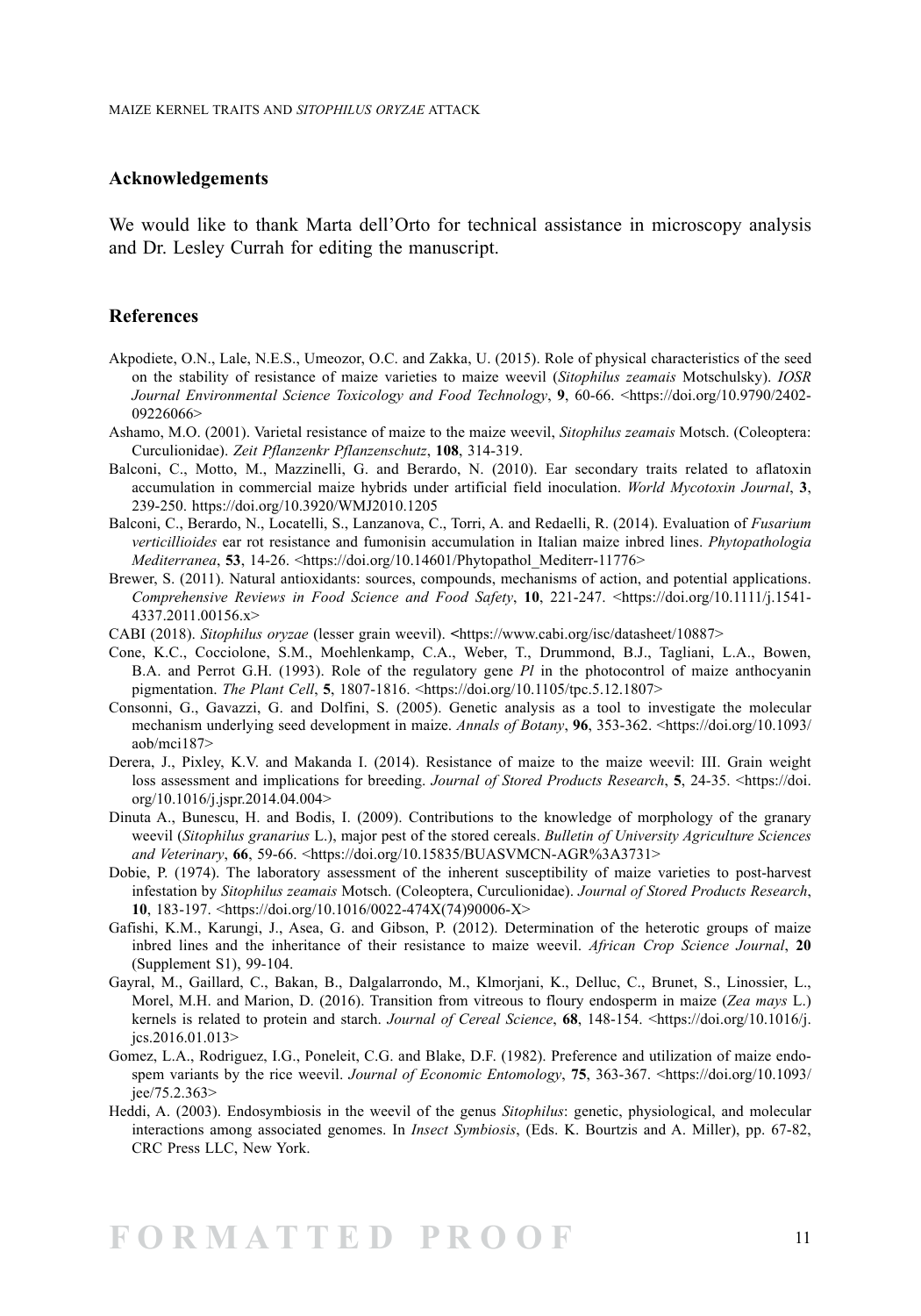## Acknowledgements

We would like to thank Marta dell'Orto for technical assistance in microscopy analysis and Dr. Lesley Currah for editing the manuscript.

## References

Akpodiete, O.N., Lale, N.E.S., Umeozor, O.C. and Zakka, U. (2015). Role of physical characteristics of the seed on the stability of resistance of maize varieties to maize weevil (*Sitophilus zeamais* Motschulsky). *IOSR Journal Environmental Science Toxicology and Food Technology*, **9**, 60-66. <https://doi.org/10.9790/2402-09226066>

Ashamo, M.O. (2001). Varietal resistance of maize to the maize weevil, *Sitophilus zeamais* Motsch. (Coleoptera: Curculionidae). *Zeit Pflanzenkr Pflanzenschutz*, **108**, 314-319.

Balconi, C., Motto, M., Mazzinelli, G. and Berardo, N. (2010). Ear secondary traits related to aflatoxin accumulation in commercial maize hybrids under artificial field inoculation. *World Mycotoxin Journal*, **3**, 239-250. https://doi.org/10.3920/WMJ2010.1205

Balconi, C., Berardo, N., Locatelli, S., Lanzanova, C., Torri, A. and Redaelli, R. (2014). Evaluation of *Fusarium verticillioides* ear rot resistance and fumonisin accumulation in Italian maize inbred lines. *Phytopathologia Mediterranea*, **53**, 14-26. <https://doi.org/10.14601/Phytopathol_Mediterr-11776>

Brewer, S. (2011). Natural antioxidants: sources, compounds, mechanisms of action, and potential applications. *Comprehensive Reviews in Food Science and Food Safety*, **10**, 221-247. <https://doi.org/10.1111/j.1541-4337.2011.00156.x>

CABI (2018). *Sitophilus oryzae* (lesser grain weevil). <https://www.cabi.org/isc/datasheet/10887>

Cone, K.C., Cocciolone, S.M., Moehlenkamp, C.A., Weber, T., Drummond, B.J., Tagliani, L.A., Bowen, B.A. and Perrot G.H. (1993). Role of the regulatory gene *Pl* in the photocontrol of maize anthocyanin pigmentation. *The Plant Cell*, **5**, 1807-1816. <https://doi.org/10.1105/tpc.5.12.1807>

Consonni, G., Gavazzi, G. and Dolfini, S. (2005). Genetic analysis as a tool to investigate the molecular mechanism underlying seed development in maize. *Annals of Botany*, **96**, 353-362. <https://doi.org/10.1093/aob/mci187>

Derera, J., Pixley, K.V. and Makanda I. (2014). Resistance of maize to the maize weevil: III. Grain weight loss assessment and implications for breeding. *Journal of Stored Products Research*, **5**, 24-35. <https://doi.org/10.1016/j.jspr.2014.04.004>

Dinuta A., Bunescu, H. and Bodis, I. (2009). Contributions to the knowledge of morphology of the granary weevil (*Sitophilus granarius* L.), major pest of the stored cereals. *Bulletin of University Agriculture Sciences and Veterinary*, **66**, 59-66. <https://doi.org/10.15835/BUASVMCN-AGR%3A3731>

Dobie, P. (1974). The laboratory assessment of the inherent susceptibility of maize varieties to post-harvest infestation by *Sitophilus zeamais* Motsch. (Coleoptera, Curculionidae). *Journal of Stored Products Research*, **10**, 183-197. <https://doi.org/10.1016/0022-474X(74)90006-X>

Gafishi, K.M., Karungi, J., Asea, G. and Gibson, P. (2012). Determination of the heterotic groups of maize inbred lines and the inheritance of their resistance to maize weevil. *African Crop Science Journal*, **20** (Supplement S1), 99-104.

Gayral, M., Gaillard, C., Bakan, B., Dalgalarrondo, M., Klmorjani, K., Delluc, C., Brunet, S., Linossier, L., Morel, M.H. and Marion, D. (2016). Transition from vitreous to floury endosperm in maize (*Zea mays* L.) kernels is related to protein and starch. *Journal of Cereal Science*, **68**, 148-154. <https://doi.org/10.1016/j.jcs.2016.01.013>

Gomez, L.A., Rodriguez, I.G., Poneleit, C.G. and Blake, D.F. (1982). Preference and utilization of maize endospem variants by the rice weevil. *Journal of Economic Entomology*, **75**, 363-367. <https://doi.org/10.1093/jee/75.2.363>

Heddi, A. (2003). Endosymbiosis in the weevil of the genus *Sitophilus*: genetic, physiological, and molecular interactions among associated genomes. In *Insect Symbiosis*, (Eds. K. Bourtzis and A. Miller), pp. 67-82, CRC Press LLC, New York.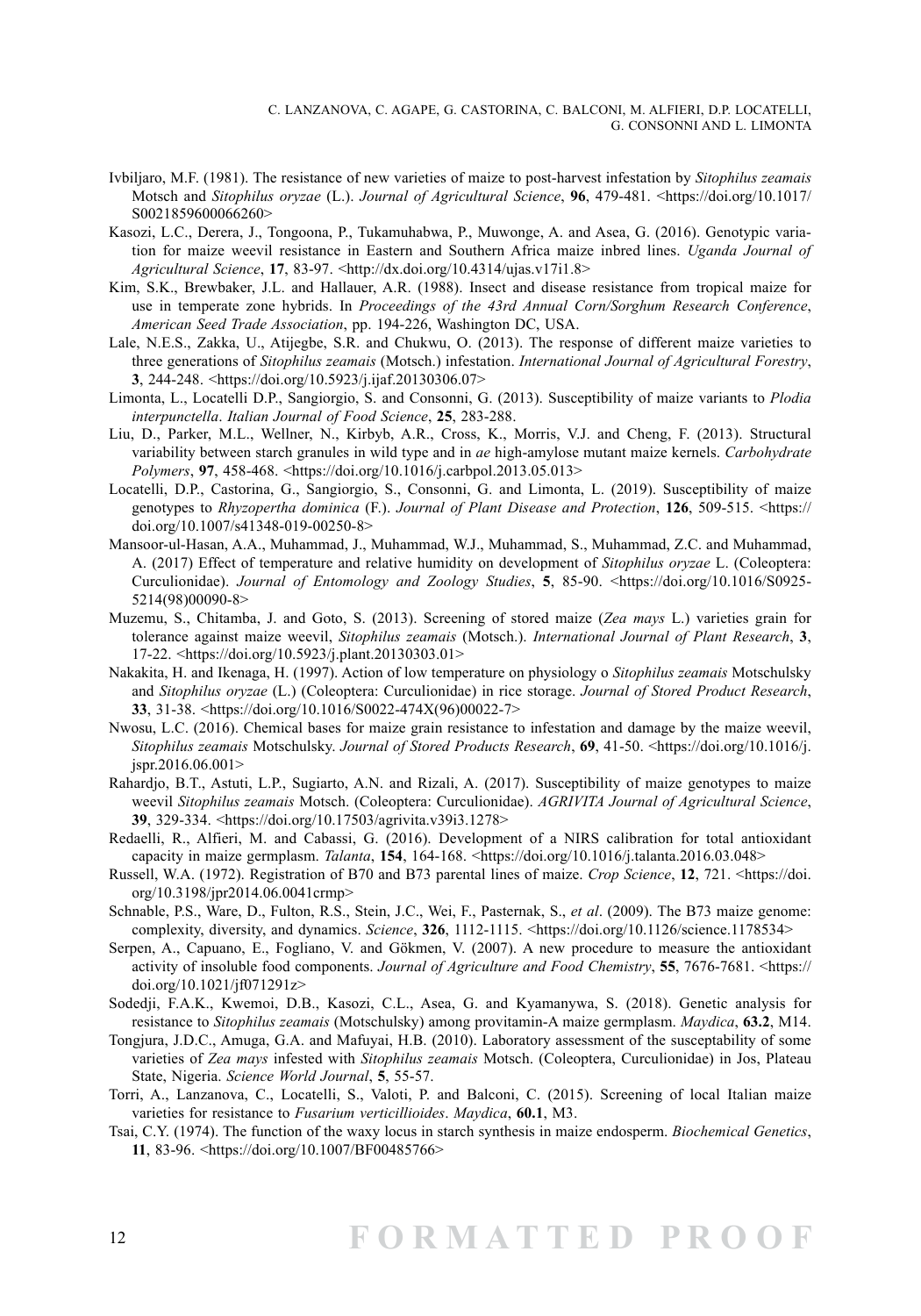Ivbijaro, M.F. (1981). The resistance of new varieties of maize to post-harvest infestation by *Sitophilus zeamais* Motsch and *Sitophilus oryzae* (L.). *Journal of Agricultural Science*, **96**, 479-481. <https://doi.org/10.1017/S0021859600066260>

Kasozi, L.C., Derera, J., Tongoona, P., Tukamuhabwa, P., Muwonge, A. and Asea, G. (2016). Genotypic variation for maize weevil resistance in Eastern and Southern Africa maize inbred lines. *Uganda Journal of Agricultural Science*, **17**, 83-97. <http://dx.doi.org/10.4314/ujas.v17i1.8>

Kim, S.K., Brewbaker, J.L. and Hallauer, A.R. (1988). Insect and disease resistance from tropical maize for use in temperate zone hybrids. In *Proceedings of the 43rd Annual Corn/Sorghum Research Conference*, *American Seed Trade Association*, pp. 194-226, Washington DC, USA.

Lale, N.E.S., Zakka, U., Atijegbe, S.R. and Chukwu, O. (2013). The response of different maize varieties to three generations of *Sitophilus zeamais* (Motsch.) infestation. *International Journal of Agricultural Forestry*, **3**, 244-248. <https://doi.org/10.5923/j.ijaf.20130306.07>

Limonta, L., Locatelli D.P., Sangiorgio, S. and Consonni, G. (2013). Susceptibility of maize variants to *Plodia interpunctella*. *Italian Journal of Food Science*, **25**, 283-288.

Liu, D., Parker, M.L., Wellner, N., Kirbyb, A.R., Cross, K., Morris, V.J. and Cheng, F. (2013). Structural variability between starch granules in wild type and in *ae* high-amylose mutant maize kernels. *Carbohydrate Polymers*, **97**, 458-468. <https://doi.org/10.1016/j.carbpol.2013.05.013>

Locatelli, D.P., Castorina, G., Sangiorgio, S., Consonni, G. and Limonta, L. (2019). Susceptibility of maize genotypes to *Rhyzopertha dominica* (F.). *Journal of Plant Disease and Protection*, **126**, 509-515. <https://doi.org/10.1007/s41348-019-00250-8>

Mansoor-ul-Hasan, A.A., Muhammad, J., Muhammad, W.J., Muhammad, S., Muhammad, Z.C. and Muhammad, A. (2017) Effect of temperature and relative humidity on development of *Sitophilus oryzae* L. (Coleoptera: Curculionidae). *Journal of Entomology and Zoology Studies*, **5**, 85-90. <https://doi.org/10.1016/S0925-5214(98)00090-8>

Muzemu, S., Chitamba, J. and Goto, S. (2013). Screening of stored maize (*Zea mays* L.) varieties grain for tolerance against maize weevil, *Sitophilus zeamais* (Motsch.). *International Journal of Plant Research*, **3**, 17-22. <https://doi.org/10.5923/j.plant.20130303.01>

Nakakita, H. and Ikenaga, H. (1997). Action of low temperature on physiology o *Sitophilus zeamais* Motschulsky and *Sitophilus oryzae* (L.) (Coleoptera: Curculionidae) in rice storage. *Journal of Stored Product Research*, **33**, 31-38. <https://doi.org/10.1016/S0022-474X(96)00022-7>

Nwosu, L.C. (2016). Chemical bases for maize grain resistance to infestation and damage by the maize weevil, *Sitophilus zeamais* Motschulsky. *Journal of Stored Products Research*, **69**, 41-50. <https://doi.org/10.1016/j.jspr.2016.06.001>

Rahardjo, B.T., Astuti, L.P., Sugiarto, A.N. and Rizali, A. (2017). Susceptibility of maize genotypes to maize weevil *Sitophilus zeamais* Motsch. (Coleoptera: Curculionidae). *AGRIVITA Journal of Agricultural Science*, **39**, 329-334. <https://doi.org/10.17503/agrivita.v39i3.1278>

Redaelli, R., Alfieri, M. and Cabassi, G. (2016). Development of a NIRS calibration for total antioxidant capacity in maize germplasm. *Talanta*, **154**, 164-168. <https://doi.org/10.1016/j.talanta.2016.03.048>

Russell, W.A. (1972). Registration of B70 and B73 parental lines of maize. *Crop Science*, **12**, 721. <https://doi.org/10.3198/jpr2014.06.0041crmp>

Schnable, P.S., Ware, D., Fulton, R.S., Stein, J.C., Wei, F., Pasternak, S., *et al*. (2009). The B73 maize genome: complexity, diversity, and dynamics. *Science*, **326**, 1112-1115. <https://doi.org/10.1126/science.1178534>

Serpen, A., Capuano, E., Fogliano, V. and Gökmen, V. (2007). A new procedure to measure the antioxidant activity of insoluble food components. *Journal of Agriculture and Food Chemistry*, **55**, 7676-7681. <https://doi.org/10.1021/jf071291z>

Sodedji, F.A.K., Kwemoi, D.B., Kasozi, C.L., Asea, G. and Kyamanywa, S. (2018). Genetic analysis for resistance to *Sitophilus zeamais* (Motschulsky) among provitamin-A maize germplasm. *Maydica*, **63.2**, M14.

Tongjura, J.D.C., Amuga, G.A. and Mafuyai, H.B. (2010). Laboratory assessment of the susceptability of some varieties of *Zea mays* infested with *Sitophilus zeamais* Motsch. (Coleoptera, Curculionidae) in Jos, Plateau State, Nigeria. *Science World Journal*, **5**, 55-57.

Torri, A., Lanzanova, C., Locatelli, S., Valoti, P. and Balconi, C. (2015). Screening of local Italian maize varieties for resistance to *Fusarium verticillioides*. *Maydica*, **60.1**, M3.

Tsai, C.Y. (1974). The function of the waxy locus in starch synthesis in maize endosperm. *Biochemical Genetics*, **11**, 83-96. <https://doi.org/10.1007/BF00485766>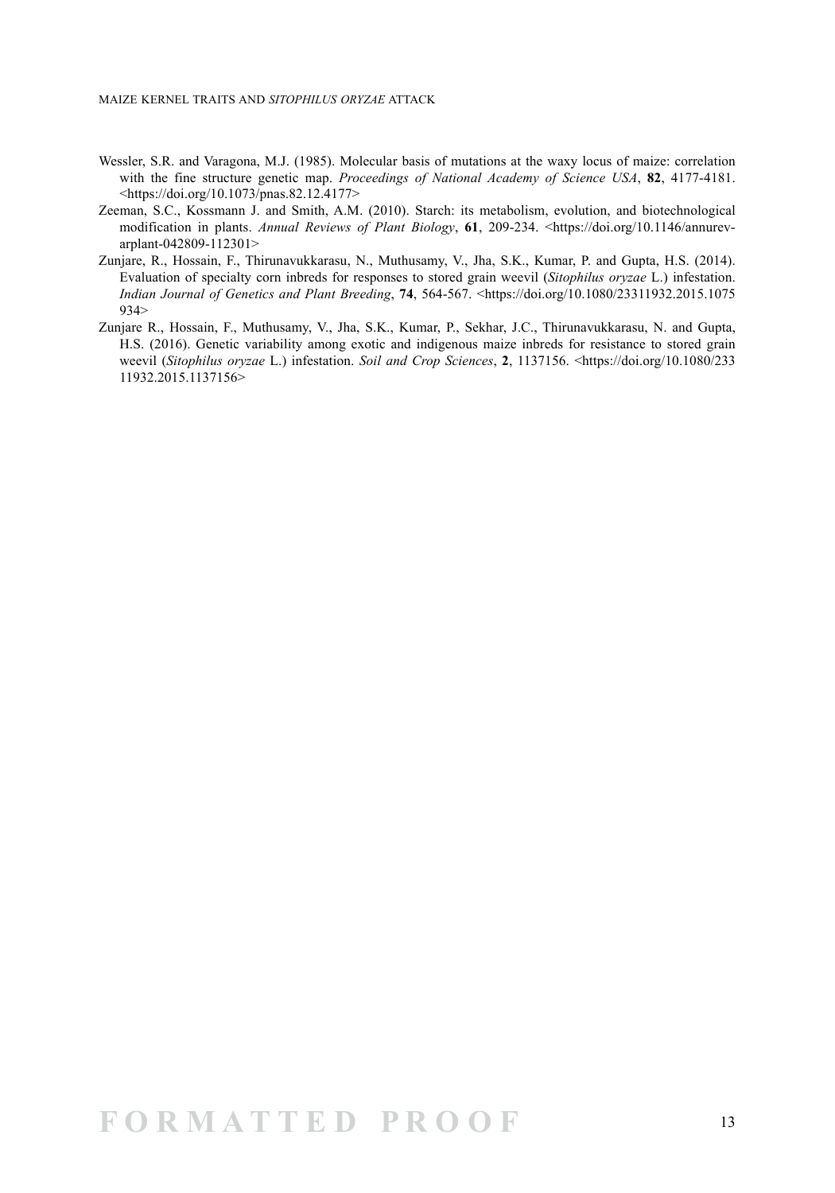Wessler, S.R. and Varagona, M.J. (1985). Molecular basis of mutations at the waxy locus of maize: correlation with the fine structure genetic map. *Proceedings of National Academy of Science USA*, **82**, 4177-4181. <https://doi.org/10.1073/pnas.82.12.4177>

Zeeman, S.C., Kossmann J. and Smith, A.M. (2010). Starch: its metabolism, evolution, and biotechnological modification in plants. *Annual Reviews of Plant Biology*, **61**, 209-234. <https://doi.org/10.1146/annurev-arplant-042809-112301>

Zunjare, R., Hossain, F., Thirunavukkarasu, N., Muthusamy, V., Jha, S.K., Kumar, P. and Gupta, H.S. (2014). Evaluation of specialty corn inbreds for responses to stored grain weevil (*Sitophilus oryzae* L.) infestation. *Indian Journal of Genetics and Plant Breeding*, **74**, 564-567. <https://doi.org/10.1080/23311932.2015.1075934>

Zunjare R., Hossain, F., Muthusamy, V., Jha, S.K., Kumar, P., Sekhar, J.C., Thirunavukkarasu, N. and Gupta, H.S. (2016). Genetic variability among exotic and indigenous maize inbreds for resistance to stored grain weevil (*Sitophilus oryzae* L.) infestation. *Soil and Crop Sciences*, **2**, 1137156. <https://doi.org/10.1080/23311932.2015.1137156>